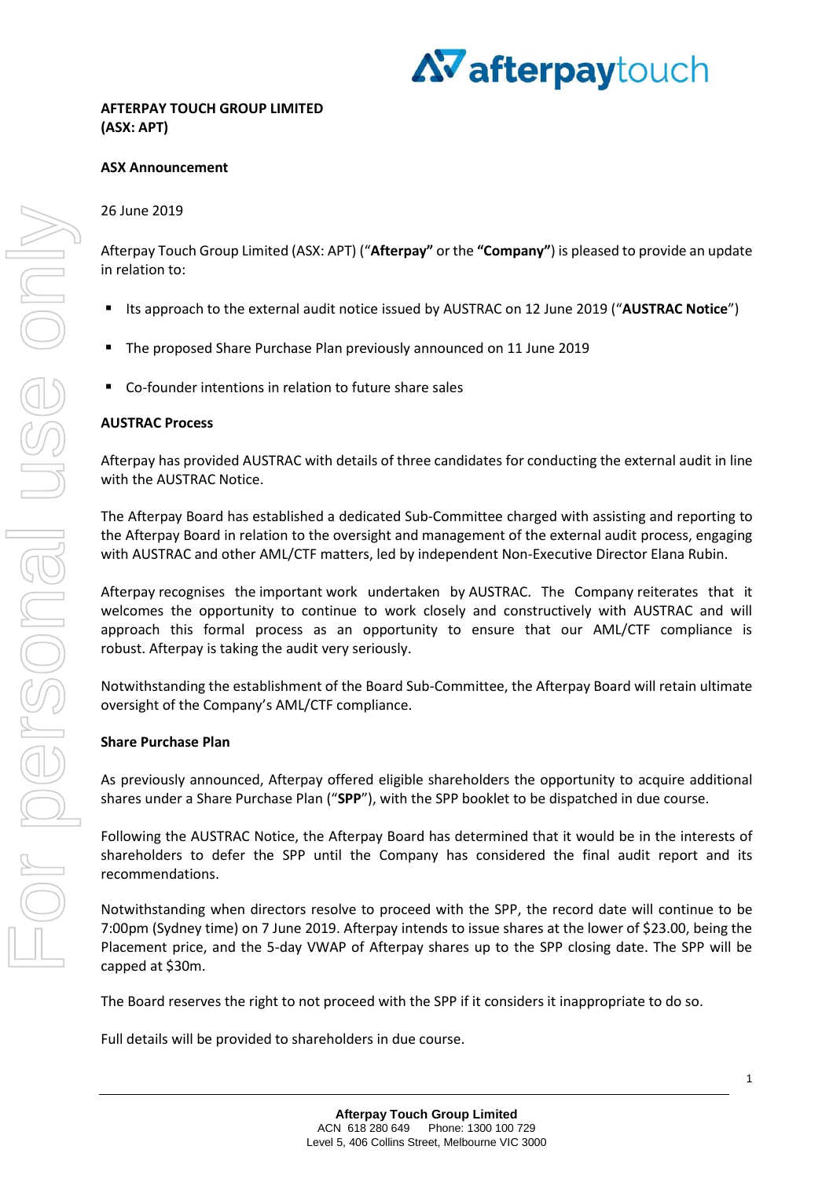**AFTERPAY TOUCH GROUP LIMITED**
**(ASX: APT)**

**ASX Announcement**

26 June 2019

Afterpay Touch Group Limited (ASX: APT) ("**Afterpay**" or the **"Company"**) is pleased to provide an update in relation to:

- Its approach to the external audit notice issued by AUSTRAC on 12 June 2019 ("**AUSTRAC Notice**")
- The proposed Share Purchase Plan previously announced on 11 June 2019
- Co-founder intentions in relation to future share sales

**AUSTRAC Process**

Afterpay has provided AUSTRAC with details of three candidates for conducting the external audit in line with the AUSTRAC Notice.

The Afterpay Board has established a dedicated Sub-Committee charged with assisting and reporting to the Afterpay Board in relation to the oversight and management of the external audit process, engaging with AUSTRAC and other AML/CTF matters, led by independent Non-Executive Director Elana Rubin.

Afterpay recognises the important work undertaken by AUSTRAC. The Company reiterates that it welcomes the opportunity to continue to work closely and constructively with AUSTRAC and will approach this formal process as an opportunity to ensure that our AML/CTF compliance is robust. Afterpay is taking the audit very seriously.

Notwithstanding the establishment of the Board Sub-Committee, the Afterpay Board will retain ultimate oversight of the Company's AML/CTF compliance.

**Share Purchase Plan**

As previously announced, Afterpay offered eligible shareholders the opportunity to acquire additional shares under a Share Purchase Plan ("**SPP**"), with the SPP booklet to be dispatched in due course.

Following the AUSTRAC Notice, the Afterpay Board has determined that it would be in the interests of shareholders to defer the SPP until the Company has considered the final audit report and its recommendations.

Notwithstanding when directors resolve to proceed with the SPP, the record date will continue to be 7:00pm (Sydney time) on 7 June 2019. Afterpay intends to issue shares at the lower of $23.00, being the Placement price, and the 5-day VWAP of Afterpay shares up to the SPP closing date. The SPP will be capped at $30m.

The Board reserves the right to not proceed with the SPP if it considers it inappropriate to do so.

Full details will be provided to shareholders in due course.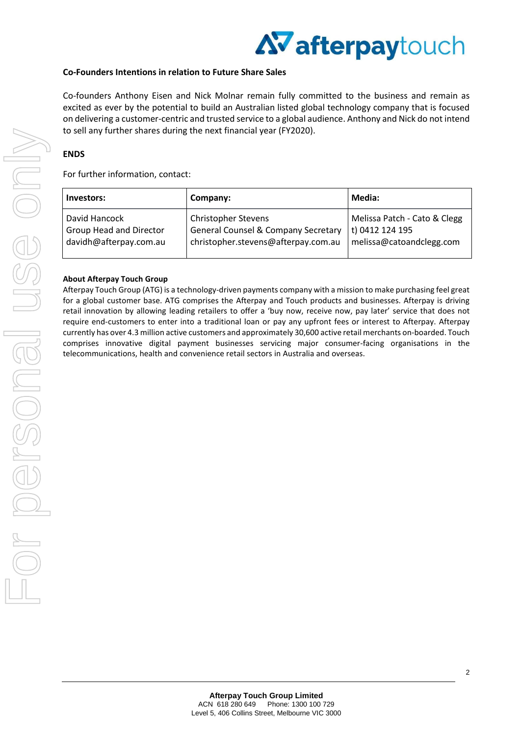**Co-Founders Intentions in relation to Future Share Sales**

Co-founders Anthony Eisen and Nick Molnar remain fully committed to the business and remain as excited as ever by the potential to build an Australian listed global technology company that is focused on delivering a customer-centric and trusted service to a global audience. Anthony and Nick do not intend to sell any further shares during the next financial year (FY2020).

**ENDS**

For further information, contact:

| Investors: | Company: | Media: |
|---|---|---|
| David Hancock<br>Group Head and Director<br>davidh@afterpay.com.au | Christopher Stevens<br>General Counsel & Company Secretary<br>christopher.stevens@afterpay.com.au | Melissa Patch - Cato & Clegg<br>t) 0412 124 195<br>melissa@catoandclegg.com |

**About Afterpay Touch Group**

Afterpay Touch Group (ATG) is a technology-driven payments company with a mission to make purchasing feel great for a global customer base. ATG comprises the Afterpay and Touch products and businesses. Afterpay is driving retail innovation by allowing leading retailers to offer a 'buy now, receive now, pay later' service that does not require end-customers to enter into a traditional loan or pay any upfront fees or interest to Afterpay. Afterpay currently has over 4.3 million active customers and approximately 30,600 active retail merchants on-boarded. Touch comprises innovative digital payment businesses servicing major consumer-facing organisations in the telecommunications, health and convenience retail sectors in Australia and overseas.